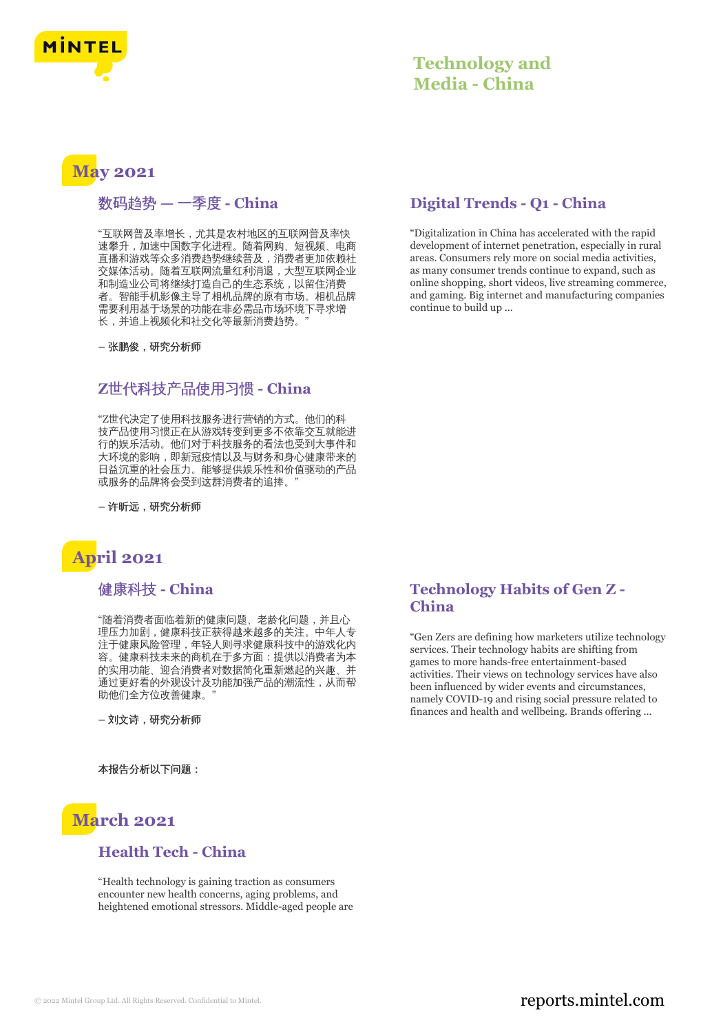# Technology and Media - China

## May 2021

### 数码趋势 — 一季度 - China

“互联网普及率增长，尤其是农村地区的互联网普及率快速攀升，加速中国数字化进程。随着网购、短视频、电商直播和游戏等众多消费趋势继续普及，消费者更加依赖社交媒体活动。随着互联网流量红利消退，大型互联网企业和制造业公司将继续打造自己的生态系统，以留住消费者。智能手机影像主导了相机品牌的原有市场。相机品牌需要利用基于场景的功能在非必需品市场环境下寻求增长，并追上视频化和社交化等最新消费趋势。”

**– 张鹏俊，研究分析师**

### Digital Trends - Q1 - China

“Digitalization in China has accelerated with the rapid development of internet penetration, especially in rural areas. Consumers rely more on social media activities, as many consumer trends continue to expand, such as online shopping, short videos, live streaming commerce, and gaming. Big internet and manufacturing companies continue to build up ...

### Z世代科技产品使用习惯 - China

“Z世代决定了使用科技服务进行营销的方式。他们的科技产品使用习惯正在从游戏转变到更多不依靠交互就能进行的娱乐活动。他们对于科技服务的看法也受到大事件和大环境的影响，即新冠疫情以及与财务和身心健康带来的日益沉重的社会压力。能够提供娱乐性和价值驱动的产品或服务的品牌将会受到这群消费者的追捧。”

**– 许昕远，研究分析师**

## April 2021

### 健康科技 - China

“随着消费者面临着新的健康问题、老龄化问题，并且心理压力加剧，健康科技正获得越来越多的关注。中年人专注于健康风险管理，年轻人则寻求健康科技中的游戏化内容。健康科技未来的商机在于多方面：提供以消费者为本的实用功能、迎合消费者对数据简化重新燃起的兴趣、并通过更好看的外观设计及功能加强产品的潮流性，从而帮助他们全方位改善健康。”

**– 刘文诗，研究分析师**

**本报告分析以下问题：**

### Technology Habits of Gen Z - China

“Gen Zers are defining how marketers utilize technology services. Their technology habits are shifting from games to more hands-free entertainment-based activities. Their views on technology services have also been influenced by wider events and circumstances, namely COVID-19 and rising social pressure related to finances and health and wellbeing. Brands offering ...

## March 2021

### Health Tech - China

“Health technology is gaining traction as consumers encounter new health concerns, aging problems, and heightened emotional stressors. Middle-aged people are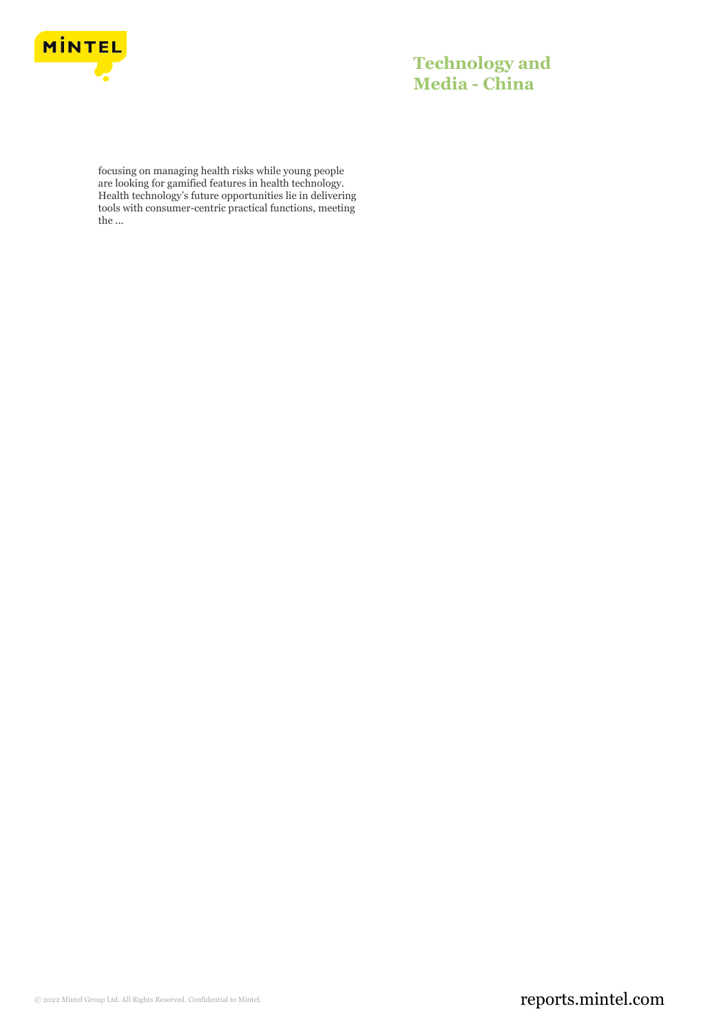focusing on managing health risks while young people are looking for gamified features in health technology. Health technology's future opportunities lie in delivering tools with consumer-centric practical functions, meeting the ...